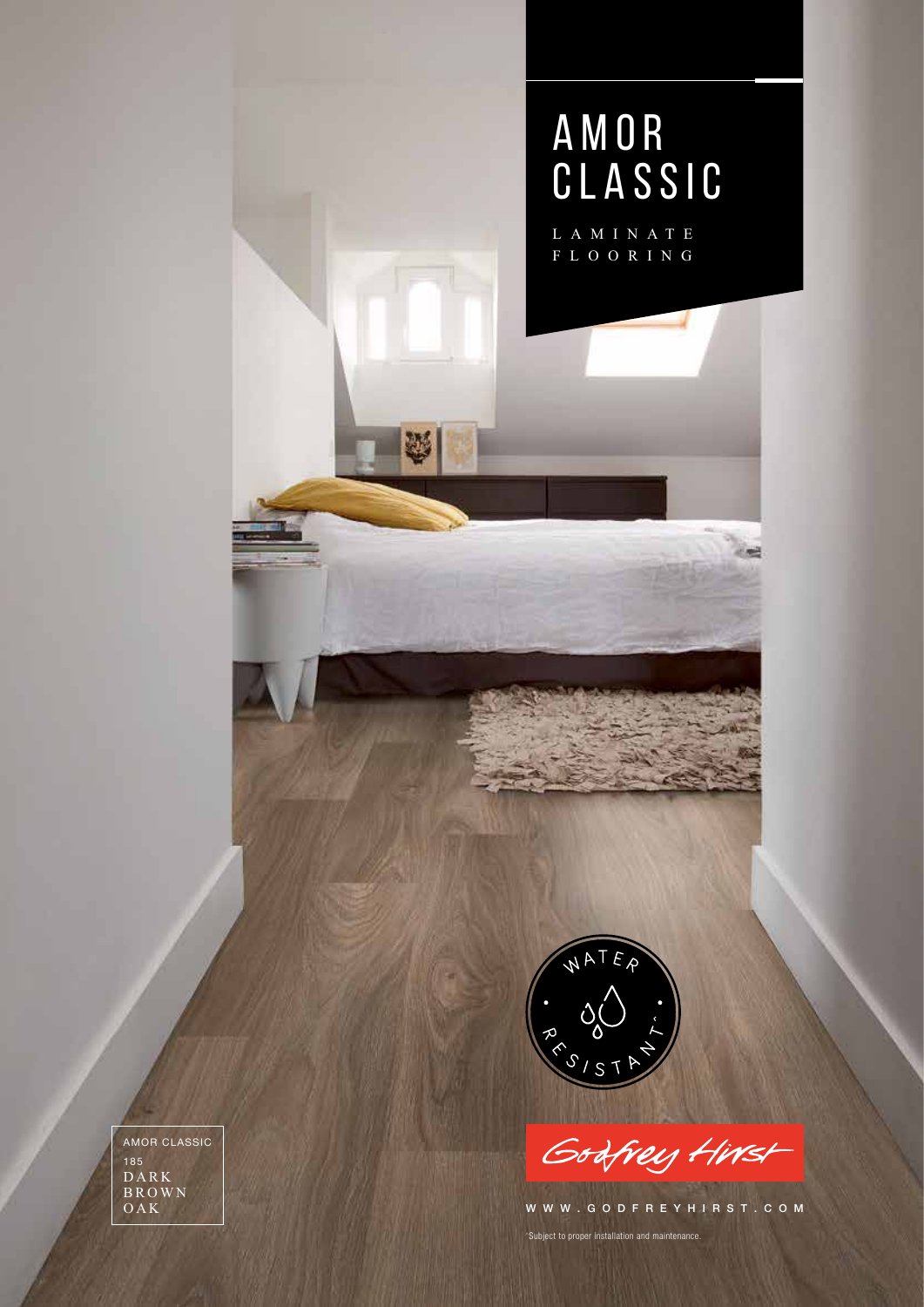# AMOR CLASSIC

LAMINATE FLOORING

WATER RESISTANT*

Godfrey Hirst

WWW.GODFREYHIRST.COM

*Subject to proper installation and maintenance.

AMOR CLASSIC
185
DARK BROWN OAK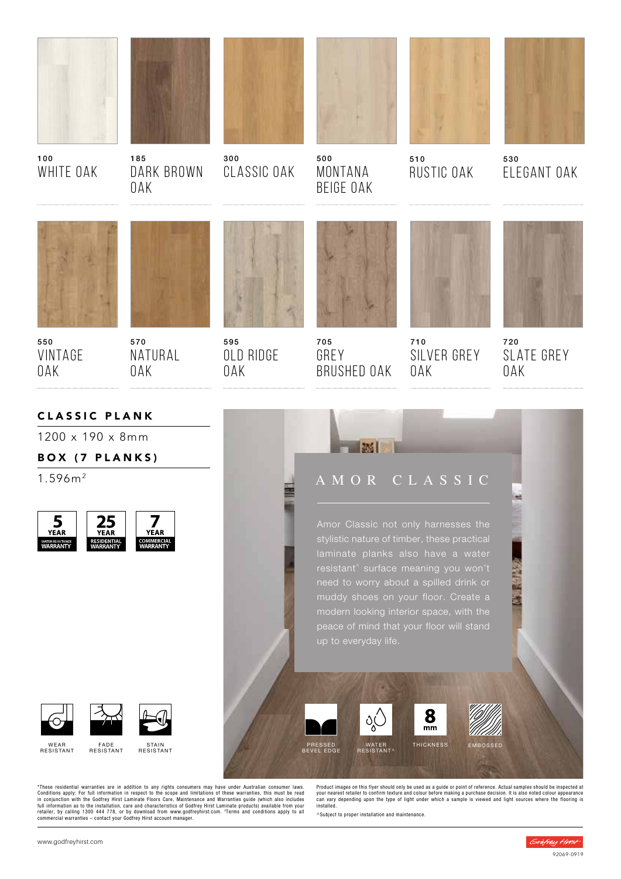100
WHITE OAK

185
DARK BROWN OAK

300
CLASSIC OAK

500
MONTANA BEIGE OAK

510
RUSTIC OAK

530
ELEGANT OAK

550
VINTAGE OAK

570
NATURAL OAK

595
OLD RIDGE OAK

705
GREY BRUSHED OAK

710
SILVER GREY OAK

720
SLATE GREY OAK

**CLASSIC PLANK**

1200 x 190 x 8mm

**BOX (7 PLANKS)**

1.596m²

5 YEAR WATER RESISTANCE WARRANTY

25 YEAR RESIDENTIAL WARRANTY*

7 YEAR COMMERCIAL WARRANTY†

WEAR RESISTANT

FADE RESISTANT

STAIN RESISTANT

# AMOR CLASSIC

Amor Classic not only harnesses the stylistic nature of timber, these practical laminate planks also have a water resistant^ surface meaning you won't need to worry about a spilled drink or muddy shoes on your floor. Create a modern looking interior space, with the peace of mind that your floor will stand up to everyday life.

PRESSED BEVEL EDGE

WATER RESISTANT^

8 mm THICKNESS

EMBOSSED

*These residential warranties are in addition to any rights consumers may have under Australian consumer laws. Conditions apply: For full information in respect to the scope and limitations of these warranties, this must be read in conjunction with the Godfrey Hirst Laminate Floors Care, Maintenance and Warranties guide (which also includes full information as to the installation, care and characteristics of Godfrey Hirst Laminate products) available from your retailer, by calling 1300 444 778, or by download from www.godfreyhirst.com. †Terms and conditions apply to all commercial warranties – contact your Godfrey Hirst account manager.

Product images on this flyer should only be used as a guide or point of reference. Actual samples should be inspected at your nearest retailer to confirm texture and colour before making a purchase decision. It is also noted colour appearance can vary depending upon the type of light under which a sample is viewed and light sources where the flooring is installed.

^Subject to proper installation and maintenance.

www.godfreyhirst.com

Godfrey Hirst

92069-0919